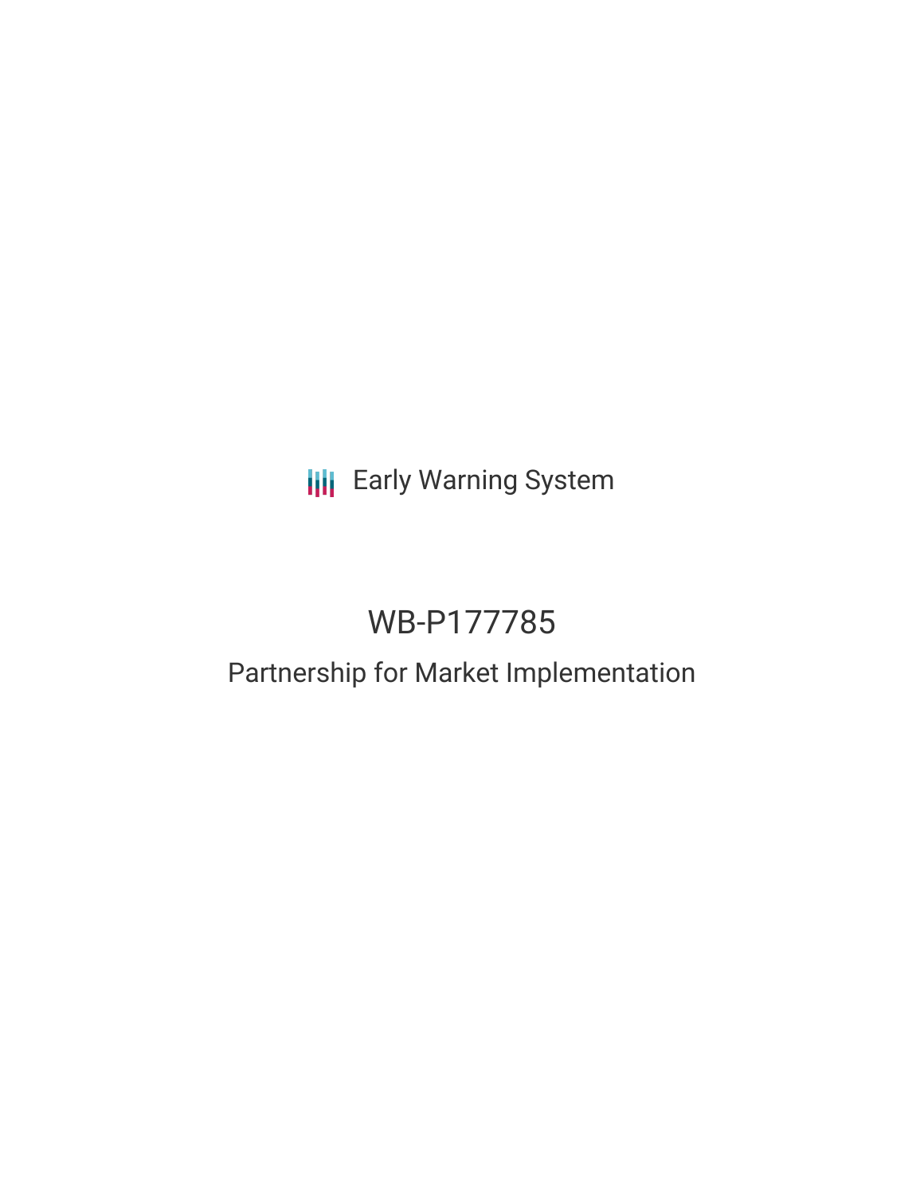Early Warning System

# WB-P177785

## Partnership for Market Implementation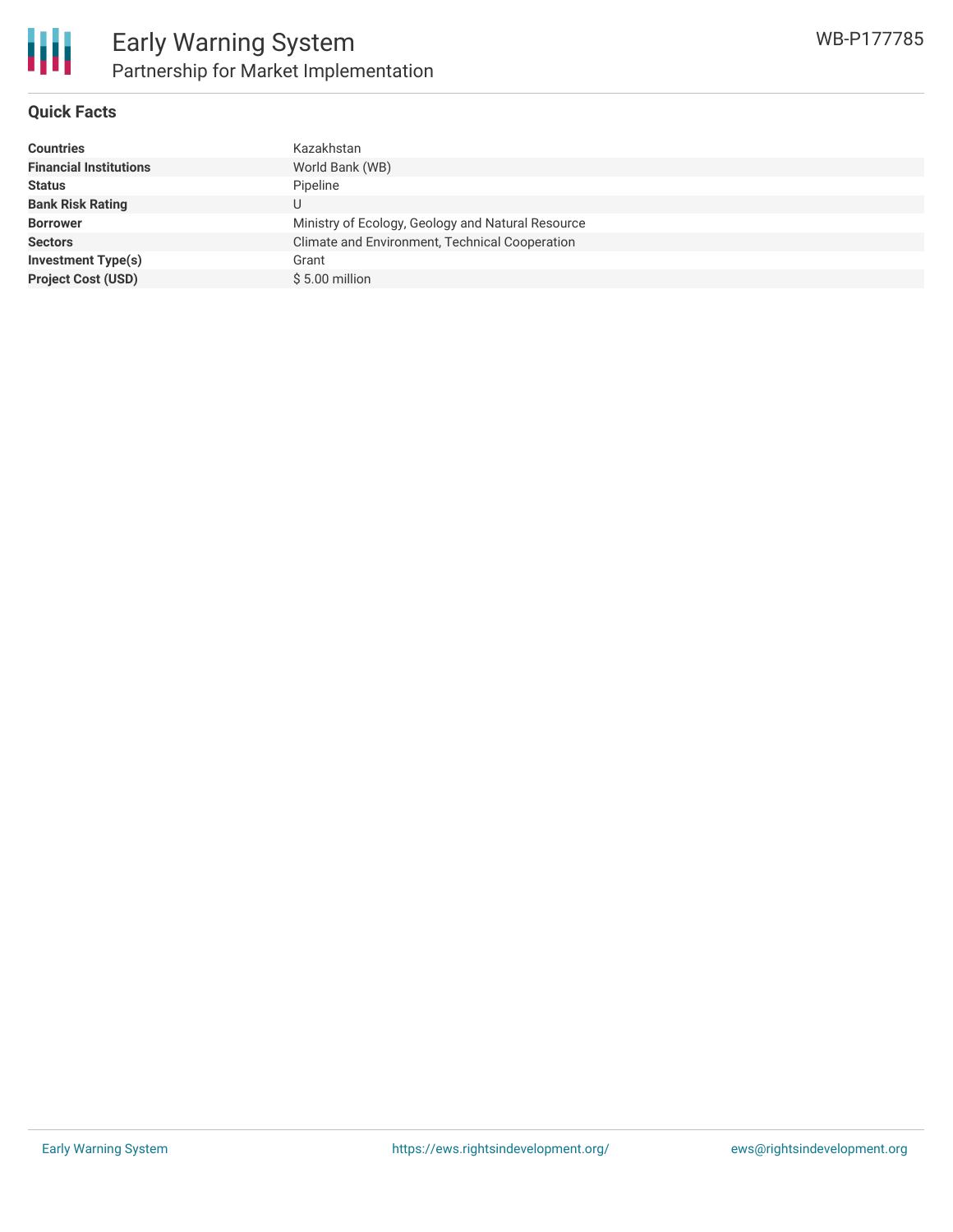# Early Warning System

## Partnership for Market Implementation

WB-P177785

### Quick Facts

| | |
|---|---|
| **Countries** | Kazakhstan |
| **Financial Institutions** | World Bank (WB) |
| **Status** | Pipeline |
| **Bank Risk Rating** | U |
| **Borrower** | Ministry of Ecology, Geology and Natural Resource |
| **Sectors** | Climate and Environment, Technical Cooperation |
| **Investment Type(s)** | Grant |
| **Project Cost (USD)** | $ 5.00 million |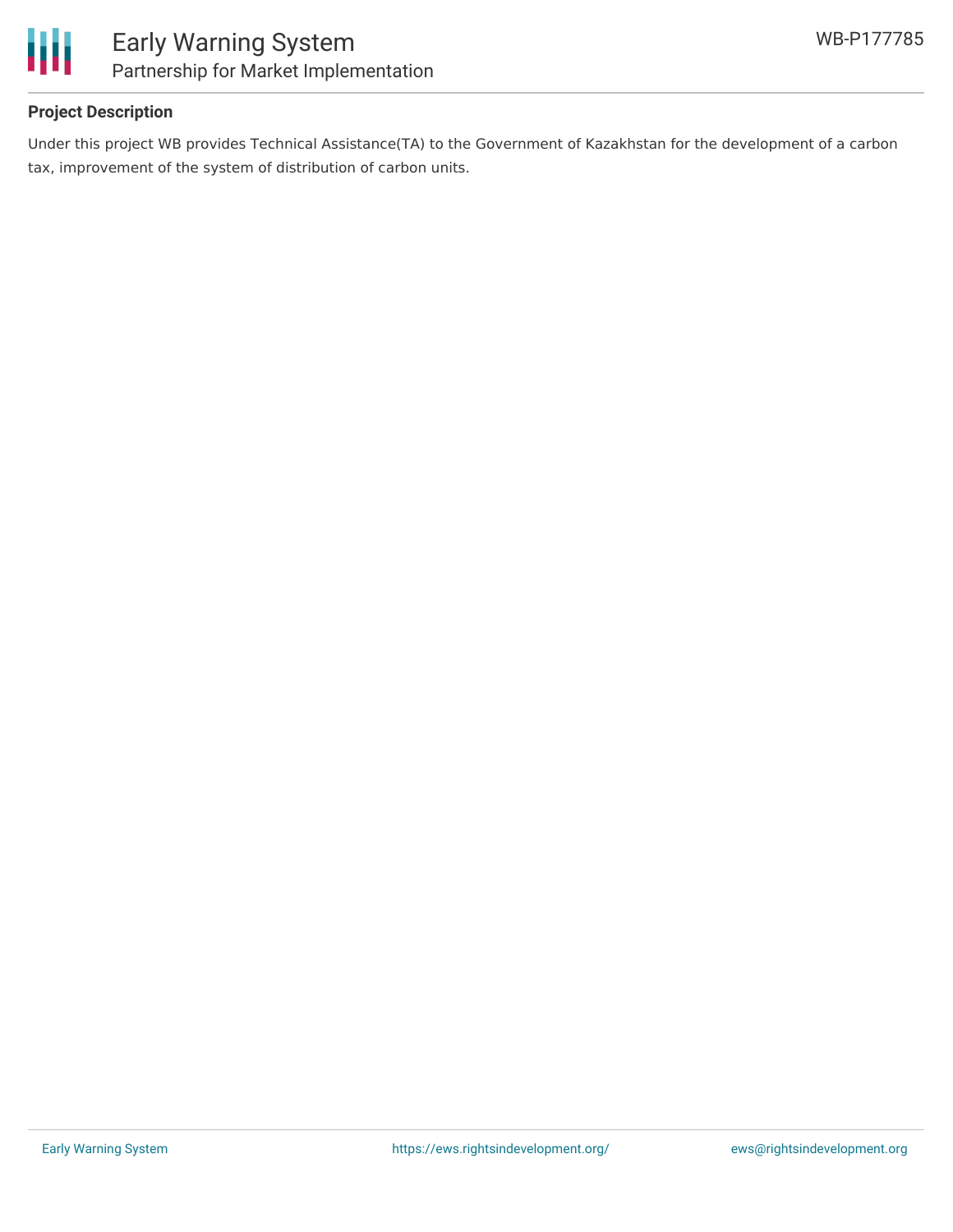## Project Description

Under this project WB provides Technical Assistance(TA) to the Government of Kazakhstan for the development of a carbon tax, improvement of the system of distribution of carbon units.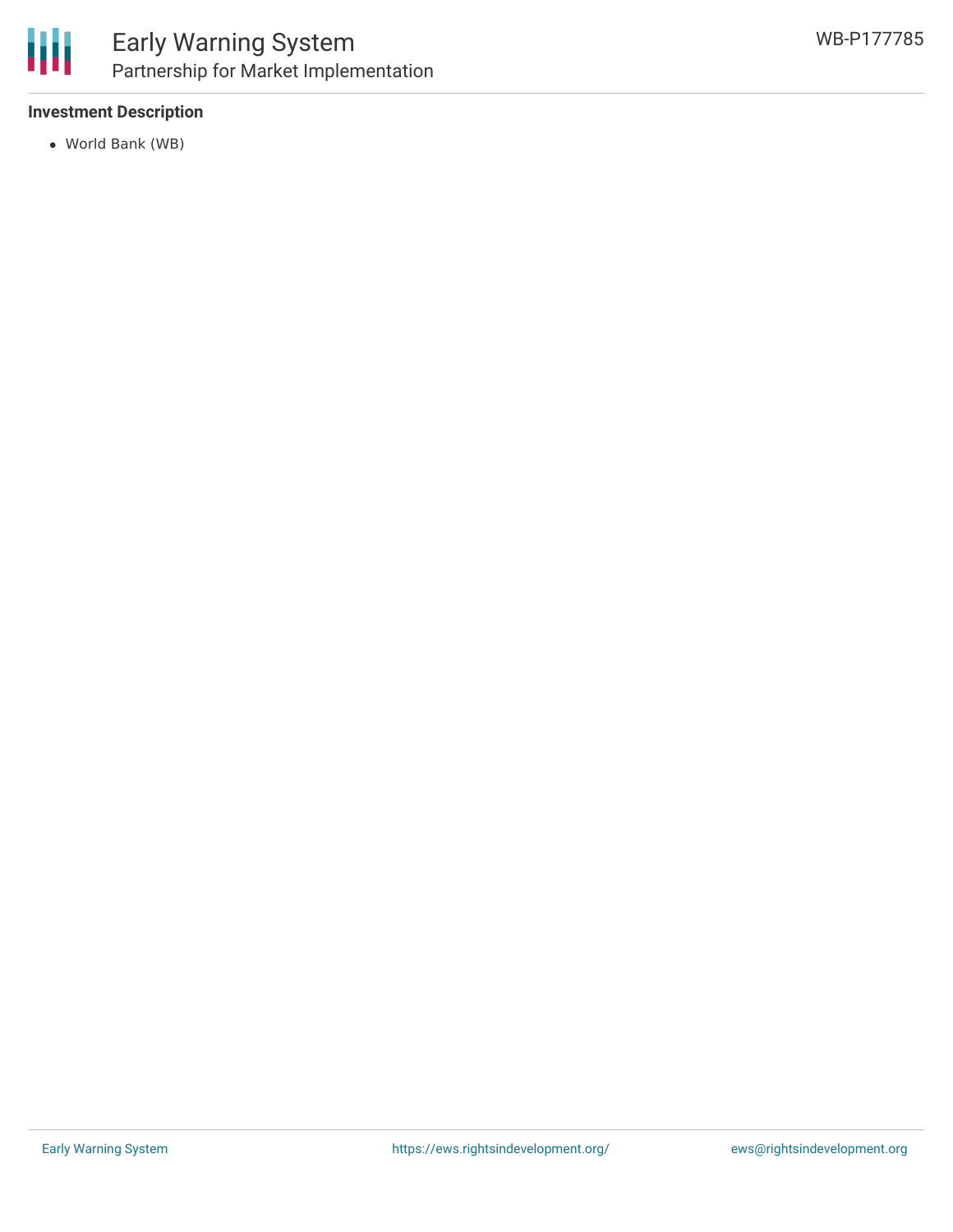### Investment Description

- World Bank (WB)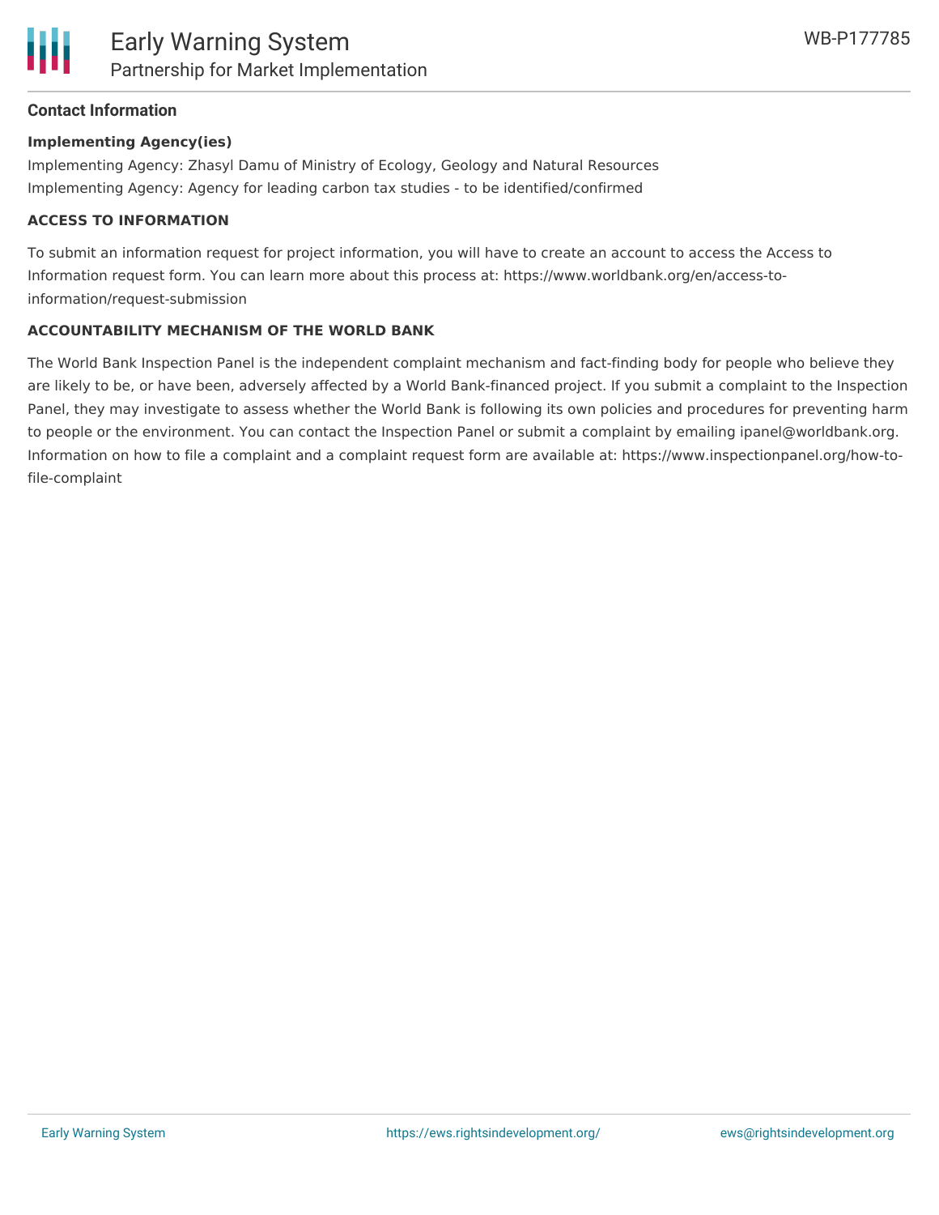## Contact Information

**Implementing Agency(ies)**

Implementing Agency: Zhasyl Damu of Ministry of Ecology, Geology and Natural Resources

Implementing Agency: Agency for leading carbon tax studies - to be identified/confirmed

**ACCESS TO INFORMATION**

To submit an information request for project information, you will have to create an account to access the Access to Information request form. You can learn more about this process at: https://www.worldbank.org/en/access-to-information/request-submission

**ACCOUNTABILITY MECHANISM OF THE WORLD BANK**

The World Bank Inspection Panel is the independent complaint mechanism and fact-finding body for people who believe they are likely to be, or have been, adversely affected by a World Bank-financed project. If you submit a complaint to the Inspection Panel, they may investigate to assess whether the World Bank is following its own policies and procedures for preventing harm to people or the environment. You can contact the Inspection Panel or submit a complaint by emailing ipanel@worldbank.org. Information on how to file a complaint and a complaint request form are available at: https://www.inspectionpanel.org/how-to-file-complaint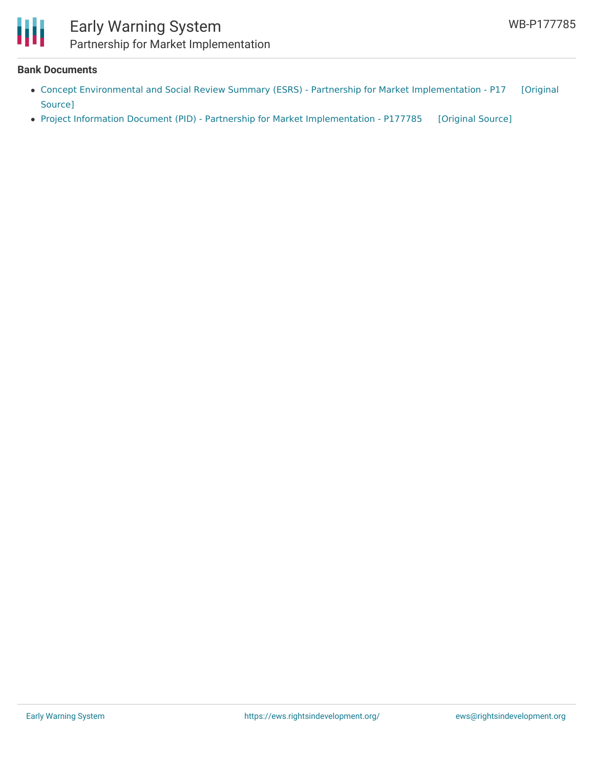**Bank Documents**

- Concept Environmental and Social Review Summary (ESRS) - Partnership for Market Implementation - P17 [Original Source]
- Project Information Document (PID) - Partnership for Market Implementation - P177785 [Original Source]